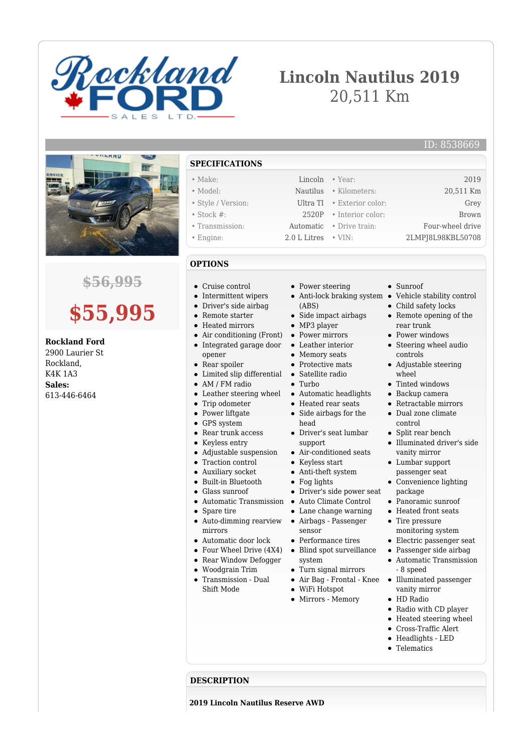# Lincoln Nautilus 2019

20,511 Km

ID: 8538669

~~$56,995~~

**$55,995**

**Rockland Ford**
2900 Laurier St
Rockland,
K4K 1A3
**Sales:**
613-446-6464

## SPECIFICATIONS

| | | | |
|---|---|---|---|
| • Make: | Lincoln | • Year: | 2019 |
| • Model: | Nautilus | • Kilometers: | 20,511 Km |
| • Style / Version: | Ultra TI | • Exterior color: | Grey |
| • Stock #: | 2520P | • Interior color: | Brown |
| • Transmission: | Automatic | • Drive train: | Four-wheel drive |
| • Engine: | 2.0 L Litres | • VIN: | 2LMPJ8L98KBL50708 |

## OPTIONS

- Cruise control
- Intermittent wipers
- Driver's side airbag
- Remote starter
- Heated mirrors
- Air conditioning (Front)
- Integrated garage door opener
- Rear spoiler
- Limited slip differential
- AM / FM radio
- Leather steering wheel
- Trip odometer
- Power liftgate
- GPS system
- Rear trunk access
- Keyless entry
- Adjustable suspension
- Traction control
- Auxiliary socket
- Built-in Bluetooth
- Glass sunroof
- Automatic Transmission
- Spare tire
- Auto-dimming rearview mirrors
- Automatic door lock
- Four Wheel Drive (4X4)
- Rear Window Defogger
- Woodgrain Trim
- Transmission - Dual Shift Mode
- Power steering
- Anti-lock braking system (ABS)
- Side impact airbags
- MP3 player
- Power mirrors
- Leather interior
- Memory seats
- Protective mats
- Satellite radio
- Turbo
- Automatic headlights
- Heated rear seats
- Side airbags for the head
- Driver's seat lumbar support
- Air-conditioned seats
- Keyless start
- Anti-theft system
- Fog lights
- Driver's side power seat
- Auto Climate Control
- Lane change warning
- Airbags - Passenger sensor
- Performance tires
- Blind spot surveillance system
- Turn signal mirrors
- Air Bag - Frontal - Knee
- WiFi Hotspot
- Mirrors - Memory
- Sunroof
- Vehicle stability control
- Child safety locks
- Remote opening of the rear trunk
- Power windows
- Steering wheel audio controls
- Adjustable steering wheel
- Tinted windows
- Backup camera
- Retractable mirrors
- Dual zone climate control
- Split rear bench
- Illuminated driver's side vanity mirror
- Lumbar support passenger seat
- Convenience lighting package
- Panoramic sunroof
- Heated front seats
- Tire pressure monitoring system
- Electric passenger seat
- Passenger side airbag
- Automatic Transmission - 8 speed
- Illuminated passenger vanity mirror
- HD Radio
- Radio with CD player
- Heated steering wheel
- Cross-Traffic Alert
- Headlights - LED
- Telematics

## DESCRIPTION

**2019 Lincoln Nautilus Reserve AWD**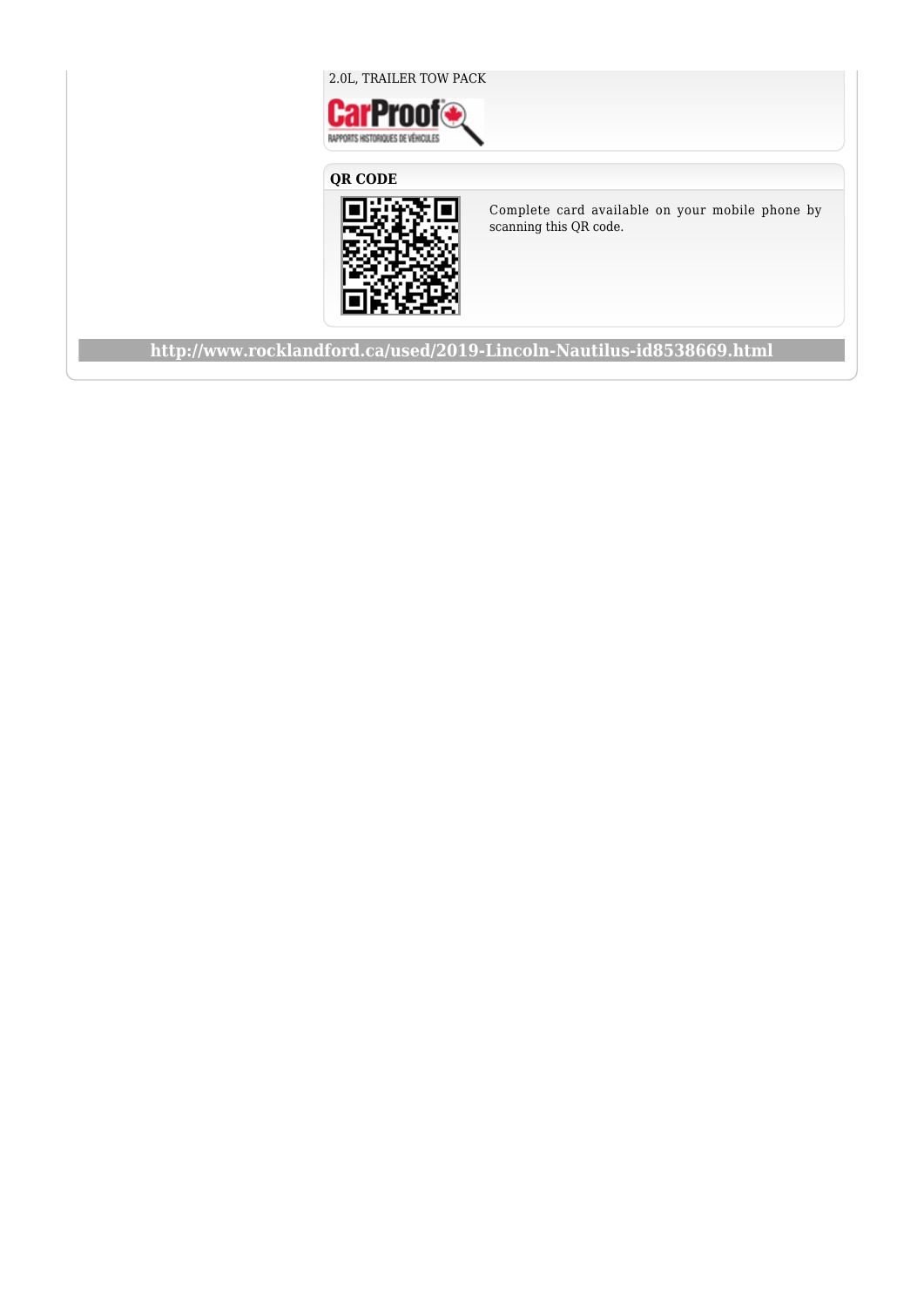2.0L, TRAILER TOW PACK

CarProof
RAPPORTS HISTORIQUES DE VÉHICULES

**QR CODE**

Complete card available on your mobile phone by scanning this QR code.

**http://www.rocklandford.ca/used/2019-Lincoln-Nautilus-id8538669.html**